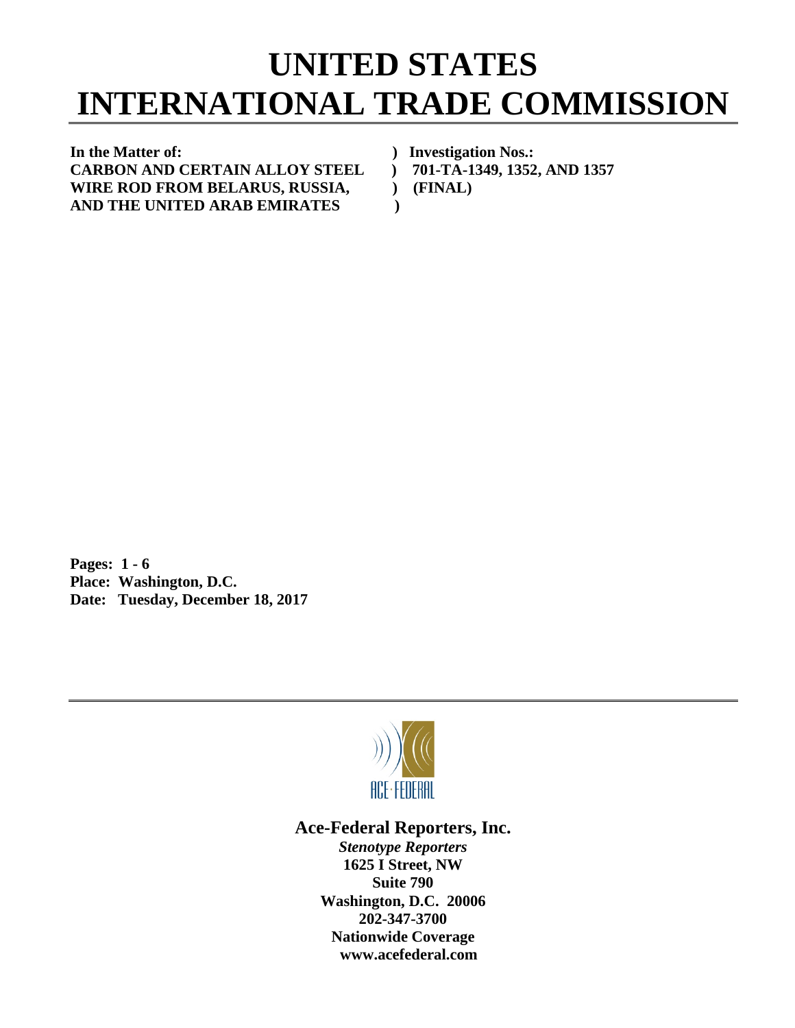# UNITED STATES INTERNATIONAL TRADE COMMISSION

| | |
|---|---|
| **In the Matter of:** | **) Investigation Nos.:** |
| **CARBON AND CERTAIN ALLOY STEEL** | **) 701-TA-1349, 1352, AND 1357** |
| **WIRE ROD FROM BELARUS, RUSSIA,** | **) (FINAL)** |
| **AND THE UNITED ARAB EMIRATES** | **)** |

**Pages: 1 - 6**
**Place: Washington, D.C.**
**Date: Tuesday, December 18, 2017**

ACE·FEDERAL

**Ace-Federal Reporters, Inc.**

***Stenotype Reporters***
**1625 I Street, NW**
**Suite 790**
**Washington, D.C. 20006**
**202-347-3700**
**Nationwide Coverage**
**www.acefederal.com**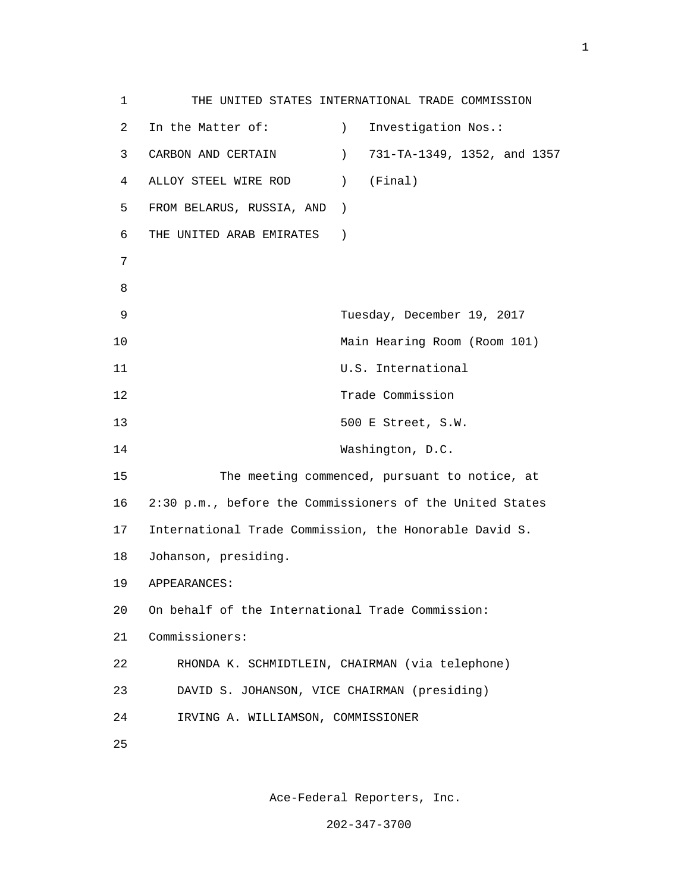THE UNITED STATES INTERNATIONAL TRADE COMMISSION

| In the Matter of: | ) | Investigation Nos.: |
|---|---|---|
| CARBON AND CERTAIN | ) | 731-TA-1349, 1352, and 1357 |
| ALLOY STEEL WIRE ROD | ) | (Final) |
| FROM BELARUS, RUSSIA, AND | ) | |
| THE UNITED ARAB EMIRATES | ) | |

Tuesday, December 19, 2017
Main Hearing Room (Room 101)
U.S. International
Trade Commission
500 E Street, S.W.
Washington, D.C.

The meeting commenced, pursuant to notice, at 2:30 p.m., before the Commissioners of the United States International Trade Commission, the Honorable David S. Johanson, presiding.

APPEARANCES:

On behalf of the International Trade Commission:

Commissioners:

RHONDA K. SCHMIDTLEIN, CHAIRMAN (via telephone)
DAVID S. JOHANSON, VICE CHAIRMAN (presiding)
IRVING A. WILLIAMSON, COMMISSIONER

Ace-Federal Reporters, Inc.
202-347-3700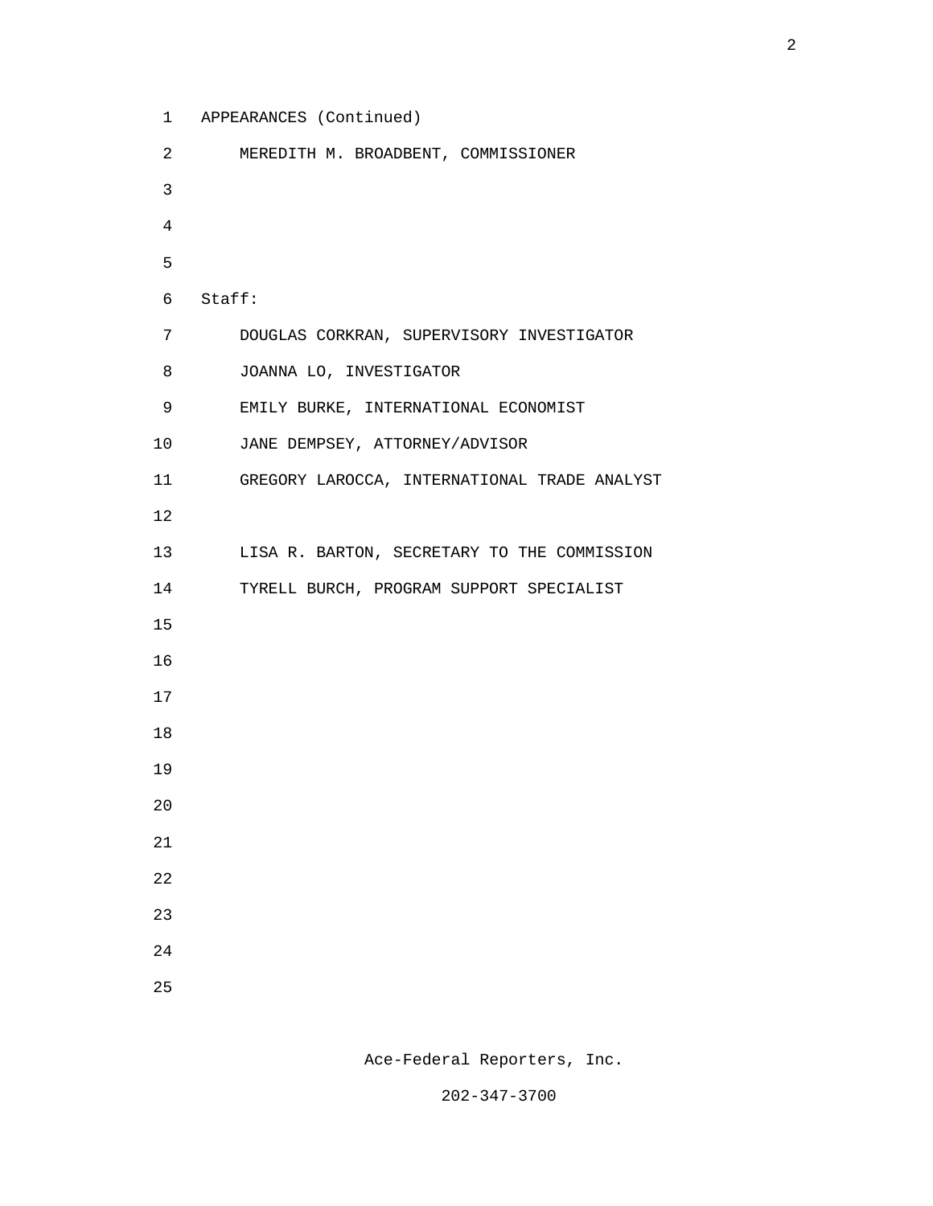APPEARANCES (Continued)

MEREDITH M. BROADBENT, COMMISSIONER

Staff:

DOUGLAS CORKRAN, SUPERVISORY INVESTIGATOR

JOANNA LO, INVESTIGATOR

EMILY BURKE, INTERNATIONAL ECONOMIST

JANE DEMPSEY, ATTORNEY/ADVISOR

GREGORY LAROCCA, INTERNATIONAL TRADE ANALYST

LISA R. BARTON, SECRETARY TO THE COMMISSION

TYRELL BURCH, PROGRAM SUPPORT SPECIALIST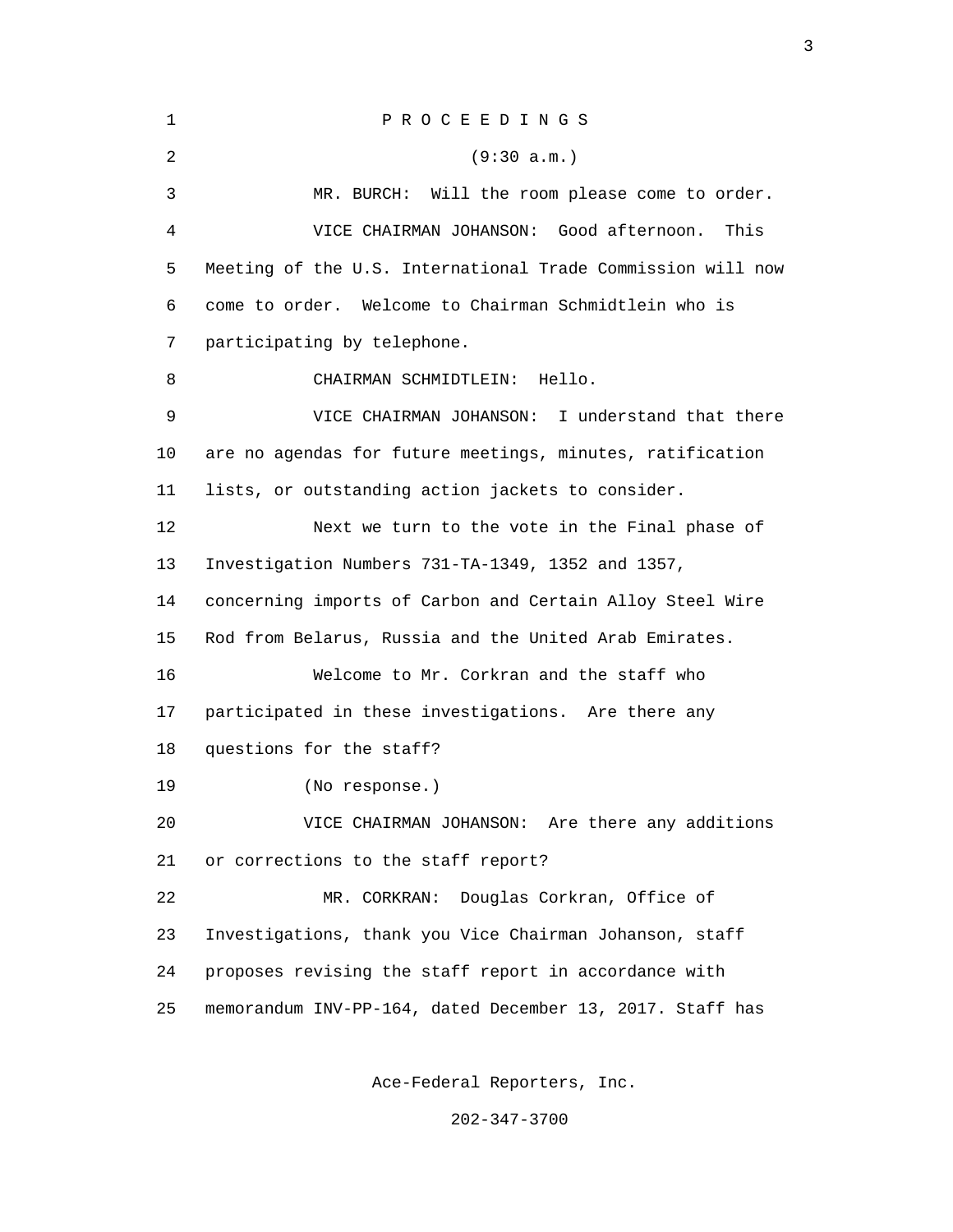P R O C E E D I N G S

(9:30 a.m.)

MR. BURCH: Will the room please come to order.

VICE CHAIRMAN JOHANSON: Good afternoon. This Meeting of the U.S. International Trade Commission will now come to order. Welcome to Chairman Schmidtlein who is participating by telephone.

CHAIRMAN SCHMIDTLEIN: Hello.

VICE CHAIRMAN JOHANSON: I understand that there are no agendas for future meetings, minutes, ratification lists, or outstanding action jackets to consider.

Next we turn to the vote in the Final phase of Investigation Numbers 731-TA-1349, 1352 and 1357, concerning imports of Carbon and Certain Alloy Steel Wire Rod from Belarus, Russia and the United Arab Emirates.

Welcome to Mr. Corkran and the staff who participated in these investigations. Are there any questions for the staff?

(No response.)

VICE CHAIRMAN JOHANSON: Are there any additions or corrections to the staff report?

MR. CORKRAN: Douglas Corkran, Office of Investigations, thank you Vice Chairman Johanson, staff proposes revising the staff report in accordance with memorandum INV-PP-164, dated December 13, 2017. Staff has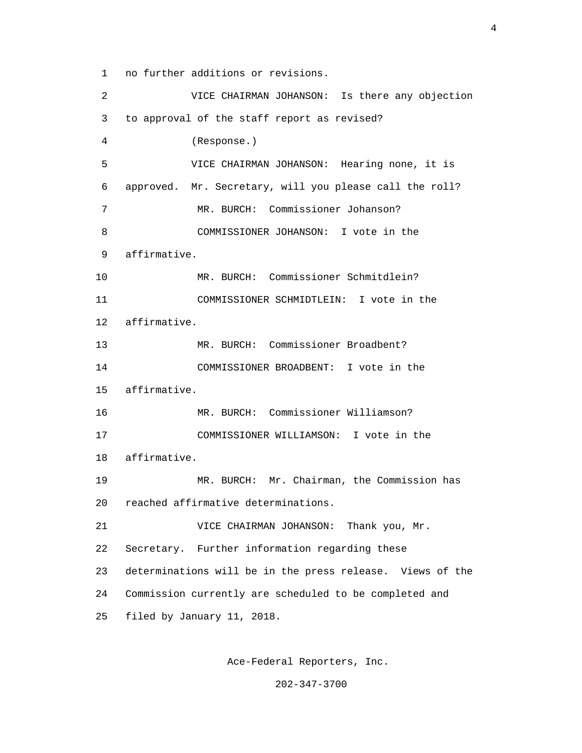no further additions or revisions.

VICE CHAIRMAN JOHANSON: Is there any objection to approval of the staff report as revised?

(Response.)

VICE CHAIRMAN JOHANSON: Hearing none, it is approved. Mr. Secretary, will you please call the roll?

MR. BURCH: Commissioner Johanson?

COMMISSIONER JOHANSON: I vote in the affirmative.

MR. BURCH: Commissioner Schmitdlein?

COMMISSIONER SCHMIDTLEIN: I vote in the affirmative.

MR. BURCH: Commissioner Broadbent?

COMMISSIONER BROADBENT: I vote in the affirmative.

MR. BURCH: Commissioner Williamson?

COMMISSIONER WILLIAMSON: I vote in the affirmative.

MR. BURCH: Mr. Chairman, the Commission has reached affirmative determinations.

VICE CHAIRMAN JOHANSON: Thank you, Mr. Secretary. Further information regarding these determinations will be in the press release. Views of the Commission currently are scheduled to be completed and filed by January 11, 2018.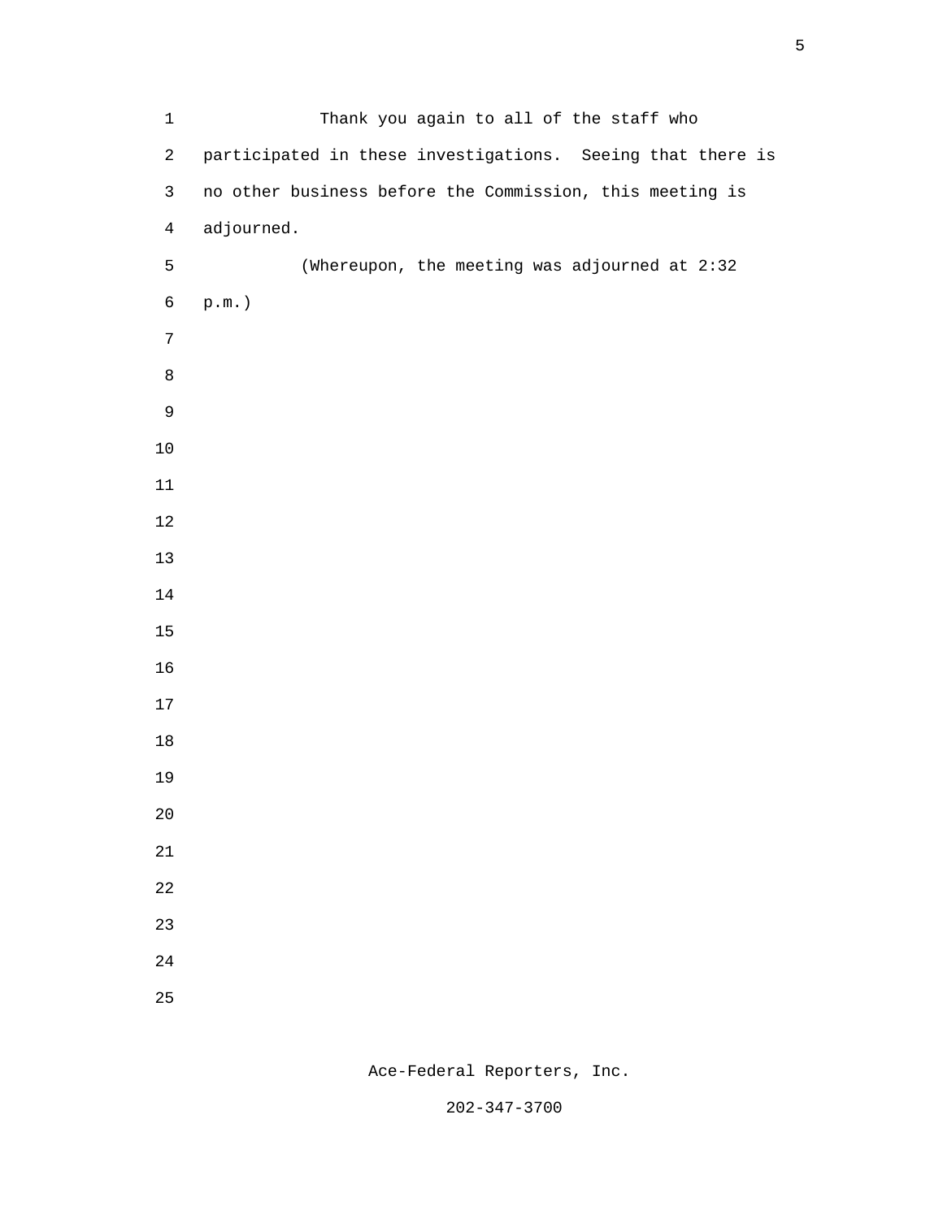Thank you again to all of the staff who participated in these investigations. Seeing that there is no other business before the Commission, this meeting is adjourned.

(Whereupon, the meeting was adjourned at 2:32 p.m.)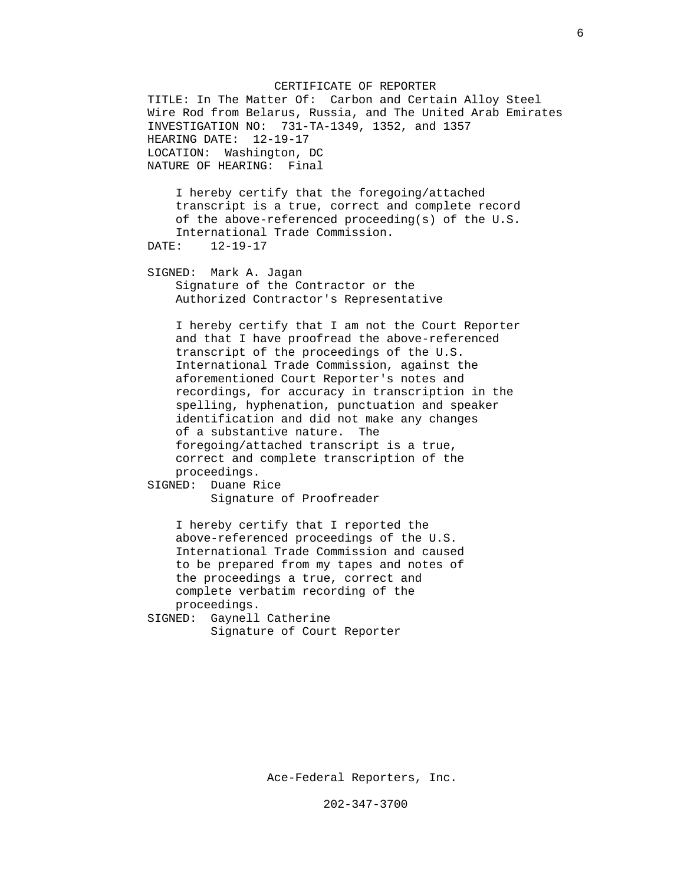# CERTIFICATE OF REPORTER

TITLE: In The Matter Of: Carbon and Certain Alloy Steel Wire Rod from Belarus, Russia, and The United Arab Emirates

INVESTIGATION NO: 731-TA-1349, 1352, and 1357

HEARING DATE: 12-19-17

LOCATION: Washington, DC

NATURE OF HEARING: Final

I hereby certify that the foregoing/attached transcript is a true, correct and complete record of the above-referenced proceeding(s) of the U.S. International Trade Commission.

DATE: 12-19-17

SIGNED: Mark A. Jagan
Signature of the Contractor or the Authorized Contractor's Representative

I hereby certify that I am not the Court Reporter and that I have proofread the above-referenced transcript of the proceedings of the U.S. International Trade Commission, against the aforementioned Court Reporter's notes and recordings, for accuracy in transcription in the spelling, hyphenation, punctuation and speaker identification and did not make any changes of a substantive nature. The foregoing/attached transcript is a true, correct and complete transcription of the proceedings.

SIGNED: Duane Rice
Signature of Proofreader

I hereby certify that I reported the above-referenced proceedings of the U.S. International Trade Commission and caused to be prepared from my tapes and notes of the proceedings a true, correct and complete verbatim recording of the proceedings.

SIGNED: Gaynell Catherine
Signature of Court Reporter